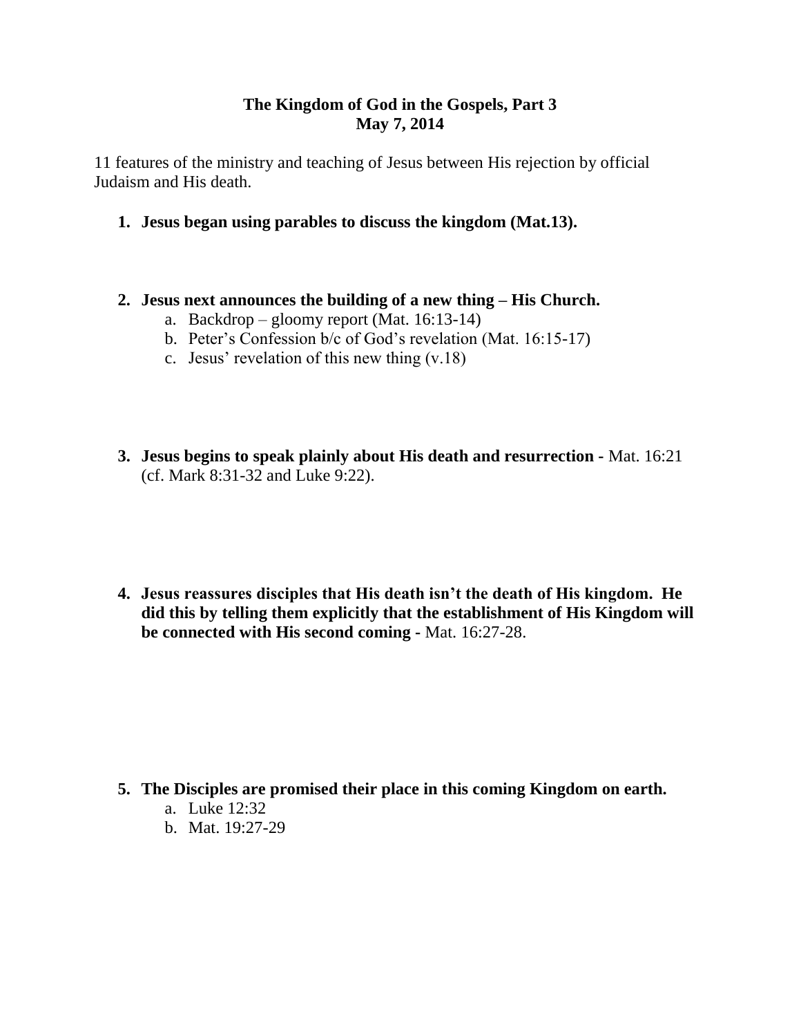**The Kingdom of God in the Gospels, Part 3**
**May 7, 2014**

11 features of the ministry and teaching of Jesus between His rejection by official Judaism and His death.

1. **Jesus began using parables to discuss the kingdom (Mat.13).**

2. **Jesus next announces the building of a new thing – His Church.**
   a. Backdrop – gloomy report (Mat. 16:13-14)
   b. Peter's Confession b/c of God's revelation (Mat. 16:15-17)
   c. Jesus' revelation of this new thing (v.18)

3. **Jesus begins to speak plainly about His death and resurrection -** Mat. 16:21 (cf. Mark 8:31-32 and Luke 9:22).

4. **Jesus reassures disciples that His death isn't the death of His kingdom. He did this by telling them explicitly that the establishment of His Kingdom will be connected with His second coming -** Mat. 16:27-28.

5. **The Disciples are promised their place in this coming Kingdom on earth.**
   a. Luke 12:32
   b. Mat. 19:27-29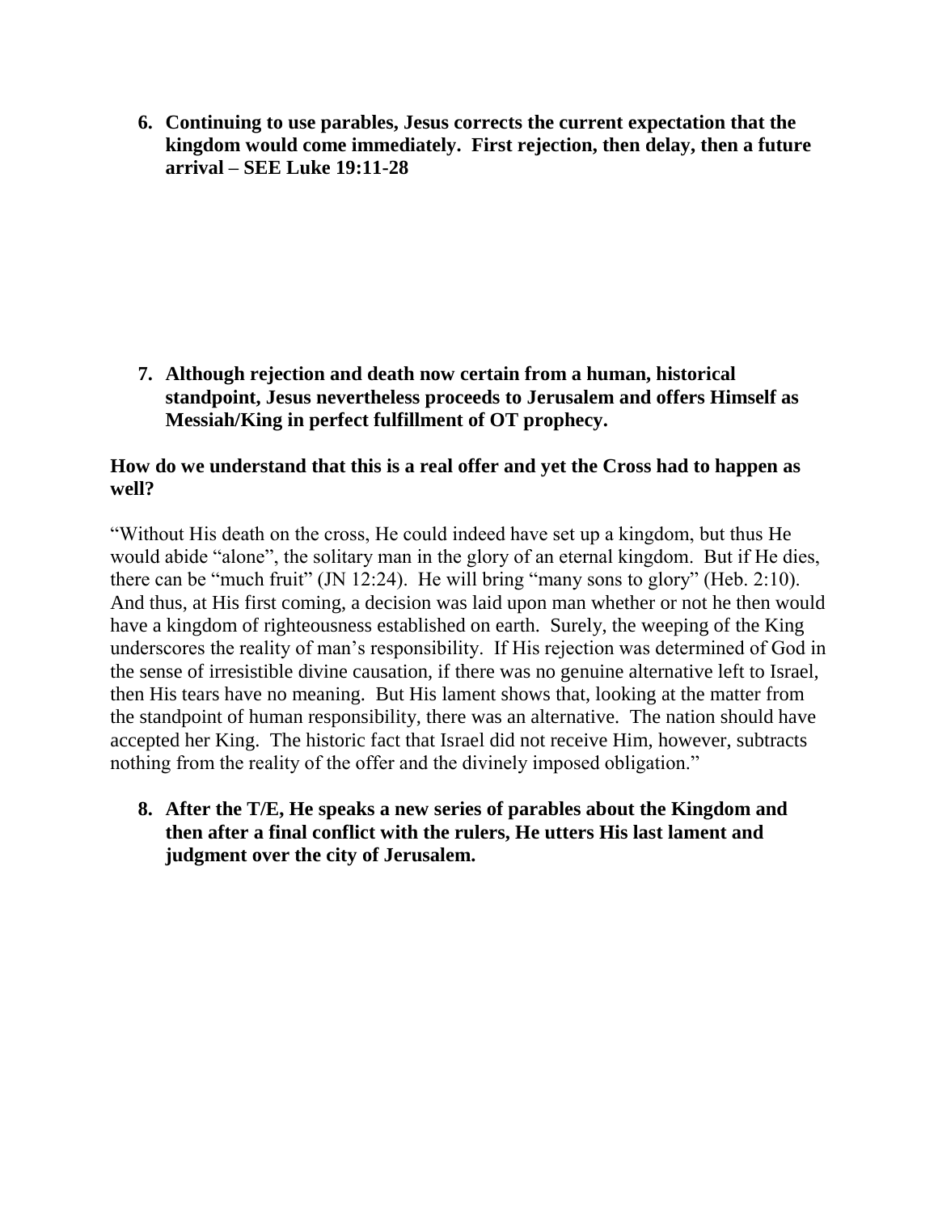6. **Continuing to use parables, Jesus corrects the current expectation that the kingdom would come immediately. First rejection, then delay, then a future arrival – SEE Luke 19:11-28**

7. **Although rejection and death now certain from a human, historical standpoint, Jesus nevertheless proceeds to Jerusalem and offers Himself as Messiah/King in perfect fulfillment of OT prophecy.**

**How do we understand that this is a real offer and yet the Cross had to happen as well?**

"Without His death on the cross, He could indeed have set up a kingdom, but thus He would abide "alone", the solitary man in the glory of an eternal kingdom. But if He dies, there can be "much fruit" (JN 12:24). He will bring "many sons to glory" (Heb. 2:10). And thus, at His first coming, a decision was laid upon man whether or not he then would have a kingdom of righteousness established on earth. Surely, the weeping of the King underscores the reality of man's responsibility. If His rejection was determined of God in the sense of irresistible divine causation, if there was no genuine alternative left to Israel, then His tears have no meaning. But His lament shows that, looking at the matter from the standpoint of human responsibility, there was an alternative. The nation should have accepted her King. The historic fact that Israel did not receive Him, however, subtracts nothing from the reality of the offer and the divinely imposed obligation."

8. **After the T/E, He speaks a new series of parables about the Kingdom and then after a final conflict with the rulers, He utters His last lament and judgment over the city of Jerusalem.**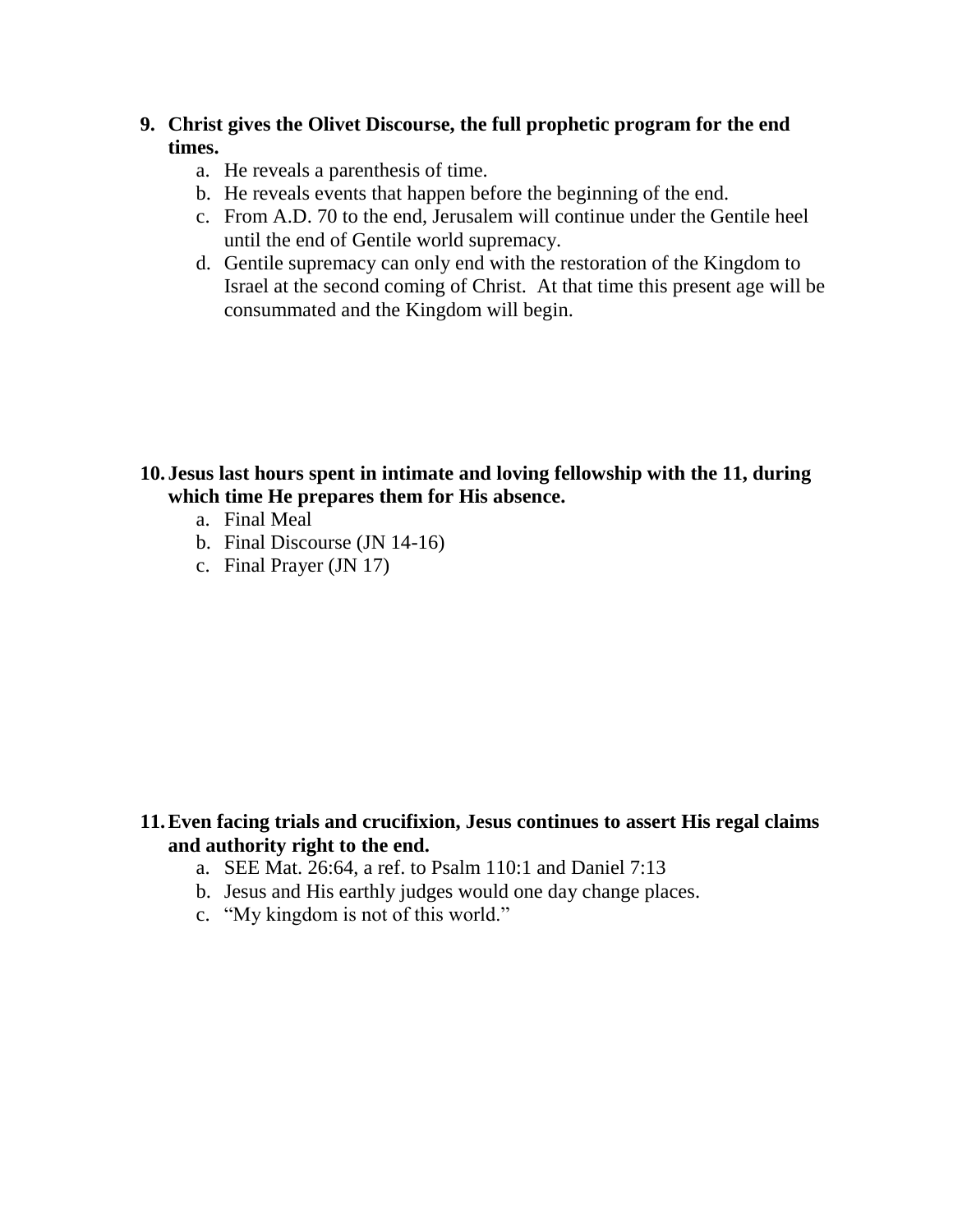9. **Christ gives the Olivet Discourse, the full prophetic program for the end times.**
   a. He reveals a parenthesis of time.
   b. He reveals events that happen before the beginning of the end.
   c. From A.D. 70 to the end, Jerusalem will continue under the Gentile heel until the end of Gentile world supremacy.
   d. Gentile supremacy can only end with the restoration of the Kingdom to Israel at the second coming of Christ. At that time this present age will be consummated and the Kingdom will begin.

10. **Jesus last hours spent in intimate and loving fellowship with the 11, during which time He prepares them for His absence.**
    a. Final Meal
    b. Final Discourse (JN 14-16)
    c. Final Prayer (JN 17)

11. **Even facing trials and crucifixion, Jesus continues to assert His regal claims and authority right to the end.**
    a. SEE Mat. 26:64, a ref. to Psalm 110:1 and Daniel 7:13
    b. Jesus and His earthly judges would one day change places.
    c. "My kingdom is not of this world."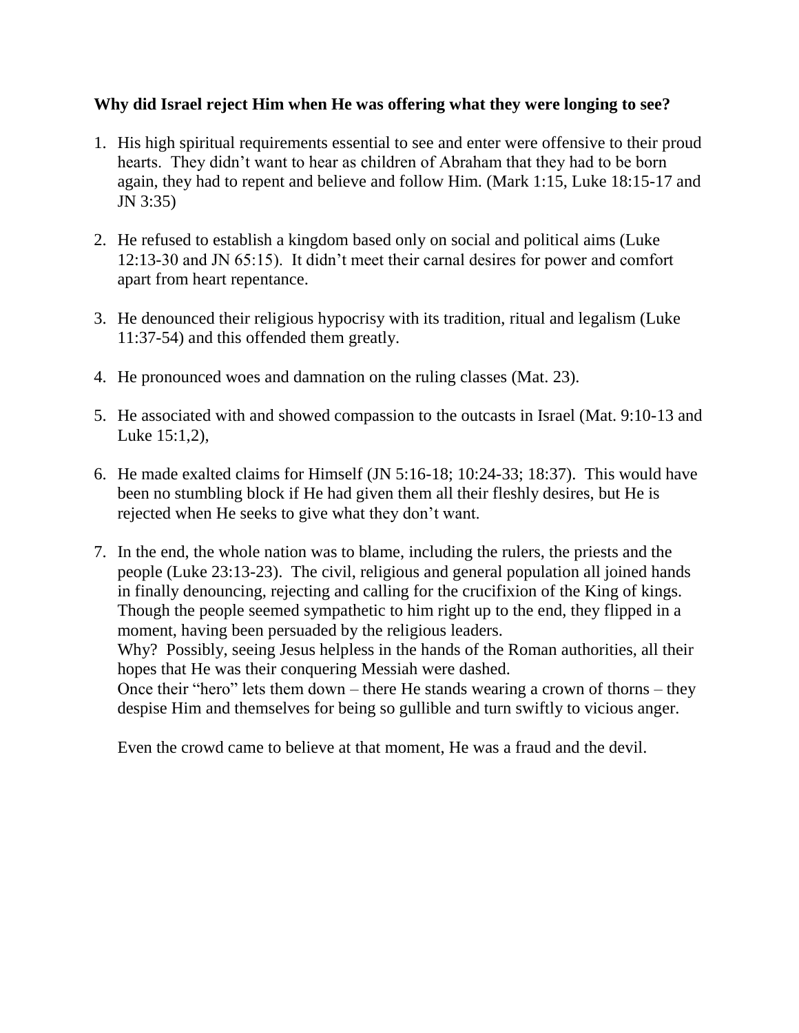**Why did Israel reject Him when He was offering what they were longing to see?**

1. His high spiritual requirements essential to see and enter were offensive to their proud hearts. They didn't want to hear as children of Abraham that they had to be born again, they had to repent and believe and follow Him. (Mark 1:15, Luke 18:15-17 and JN 3:35)

2. He refused to establish a kingdom based only on social and political aims (Luke 12:13-30 and JN 65:15). It didn't meet their carnal desires for power and comfort apart from heart repentance.

3. He denounced their religious hypocrisy with its tradition, ritual and legalism (Luke 11:37-54) and this offended them greatly.

4. He pronounced woes and damnation on the ruling classes (Mat. 23).

5. He associated with and showed compassion to the outcasts in Israel (Mat. 9:10-13 and Luke 15:1,2),

6. He made exalted claims for Himself (JN 5:16-18; 10:24-33; 18:37). This would have been no stumbling block if He had given them all their fleshly desires, but He is rejected when He seeks to give what they don't want.

7. In the end, the whole nation was to blame, including the rulers, the priests and the people (Luke 23:13-23). The civil, religious and general population all joined hands in finally denouncing, rejecting and calling for the crucifixion of the King of kings. Though the people seemed sympathetic to him right up to the end, they flipped in a moment, having been persuaded by the religious leaders.
   Why? Possibly, seeing Jesus helpless in the hands of the Roman authorities, all their hopes that He was their conquering Messiah were dashed.
   Once their "hero" lets them down – there He stands wearing a crown of thorns – they despise Him and themselves for being so gullible and turn swiftly to vicious anger.

   Even the crowd came to believe at that moment, He was a fraud and the devil.